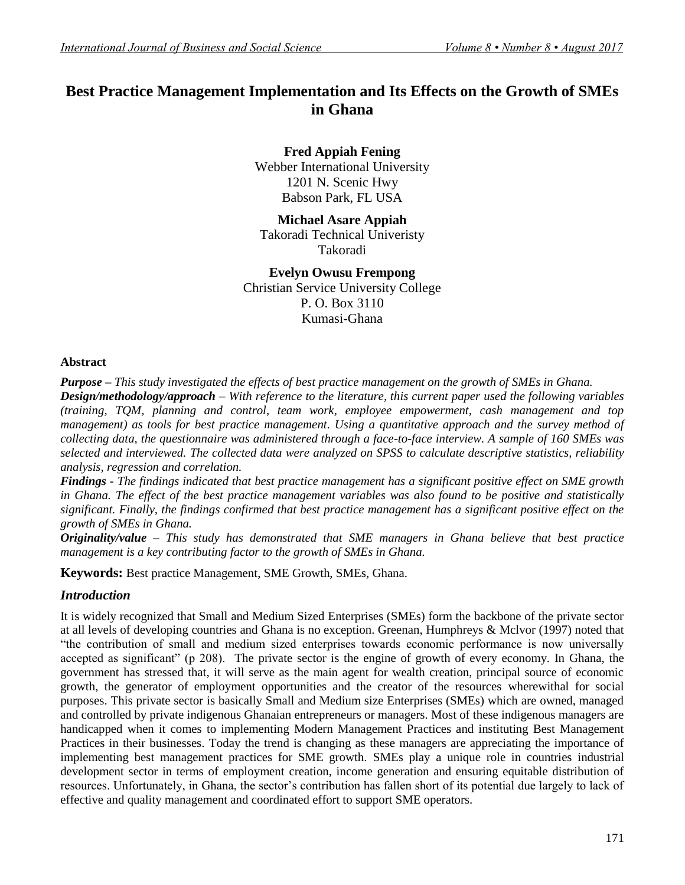# Best Practice Management Implementation and Its Effects on the Growth of SMEs in Ghana

**Fred Appiah Fening**
Webber International University
1201 N. Scenic Hwy
Babson Park, FL USA

**Michael Asare Appiah**
Takoradi Technical Univeristy
Takoradi

**Evelyn Owusu Frempong**
Christian Service University College
P. O. Box 3110
Kumasi-Ghana

### Abstract

***Purpose*** *– This study investigated the effects of best practice management on the growth of SMEs in Ghana.*
***Design/methodology/approach*** *– With reference to the literature, this current paper used the following variables (training, TQM, planning and control, team work, employee empowerment, cash management and top management) as tools for best practice management. Using a quantitative approach and the survey method of collecting data, the questionnaire was administered through a face-to-face interview. A sample of 160 SMEs was selected and interviewed. The collected data were analyzed on SPSS to calculate descriptive statistics, reliability analysis, regression and correlation.*
***Findings*** *- The findings indicated that best practice management has a significant positive effect on SME growth in Ghana. The effect of the best practice management variables was also found to be positive and statistically significant. Finally, the findings confirmed that best practice management has a significant positive effect on the growth of SMEs in Ghana.*
***Originality/value*** *– This study has demonstrated that SME managers in Ghana believe that best practice management is a key contributing factor to the growth of SMEs in Ghana.*

**Keywords:** Best practice Management, SME Growth, SMEs, Ghana.

## *Introduction*

It is widely recognized that Small and Medium Sized Enterprises (SMEs) form the backbone of the private sector at all levels of developing countries and Ghana is no exception. Greenan, Humphreys & Mclvor (1997) noted that "the contribution of small and medium sized enterprises towards economic performance is now universally accepted as significant" (p 208). The private sector is the engine of growth of every economy. In Ghana, the government has stressed that, it will serve as the main agent for wealth creation, principal source of economic growth, the generator of employment opportunities and the creator of the resources wherewithal for social purposes. This private sector is basically Small and Medium size Enterprises (SMEs) which are owned, managed and controlled by private indigenous Ghanaian entrepreneurs or managers. Most of these indigenous managers are handicapped when it comes to implementing Modern Management Practices and instituting Best Management Practices in their businesses. Today the trend is changing as these managers are appreciating the importance of implementing best management practices for SME growth. SMEs play a unique role in countries industrial development sector in terms of employment creation, income generation and ensuring equitable distribution of resources. Unfortunately, in Ghana, the sector's contribution has fallen short of its potential due largely to lack of effective and quality management and coordinated effort to support SME operators.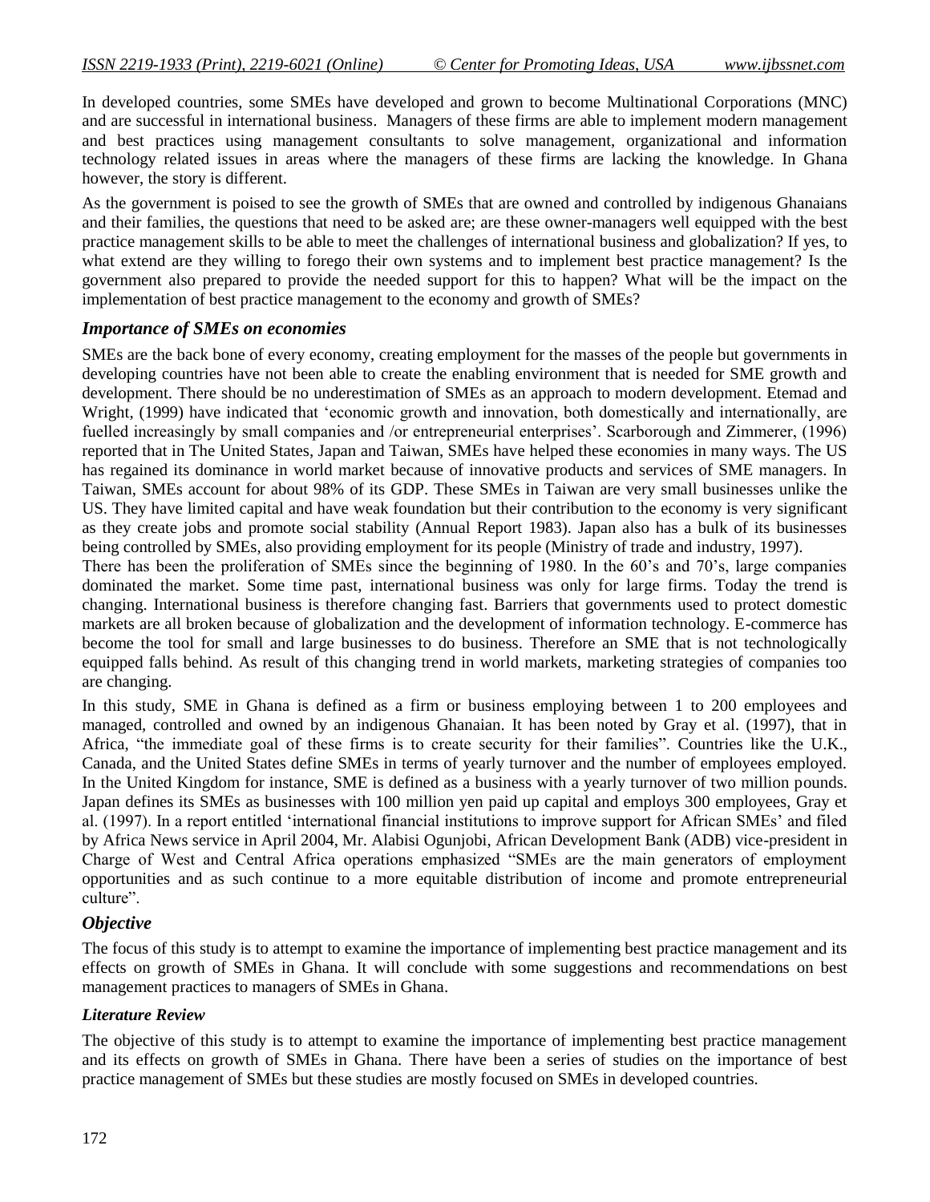In developed countries, some SMEs have developed and grown to become Multinational Corporations (MNC) and are successful in international business. Managers of these firms are able to implement modern management and best practices using management consultants to solve management, organizational and information technology related issues in areas where the managers of these firms are lacking the knowledge. In Ghana however, the story is different.

As the government is poised to see the growth of SMEs that are owned and controlled by indigenous Ghanaians and their families, the questions that need to be asked are; are these owner-managers well equipped with the best practice management skills to be able to meet the challenges of international business and globalization? If yes, to what extend are they willing to forego their own systems and to implement best practice management? Is the government also prepared to provide the needed support for this to happen? What will be the impact on the implementation of best practice management to the economy and growth of SMEs?

### *Importance of SMEs on economies*

SMEs are the back bone of every economy, creating employment for the masses of the people but governments in developing countries have not been able to create the enabling environment that is needed for SME growth and development. There should be no underestimation of SMEs as an approach to modern development. Etemad and Wright, (1999) have indicated that 'economic growth and innovation, both domestically and internationally, are fuelled increasingly by small companies and /or entrepreneurial enterprises'. Scarborough and Zimmerer, (1996) reported that in The United States, Japan and Taiwan, SMEs have helped these economies in many ways. The US has regained its dominance in world market because of innovative products and services of SME managers. In Taiwan, SMEs account for about 98% of its GDP. These SMEs in Taiwan are very small businesses unlike the US. They have limited capital and have weak foundation but their contribution to the economy is very significant as they create jobs and promote social stability (Annual Report 1983). Japan also has a bulk of its businesses being controlled by SMEs, also providing employment for its people (Ministry of trade and industry, 1997).

There has been the proliferation of SMEs since the beginning of 1980. In the 60's and 70's, large companies dominated the market. Some time past, international business was only for large firms. Today the trend is changing. International business is therefore changing fast. Barriers that governments used to protect domestic markets are all broken because of globalization and the development of information technology. E-commerce has become the tool for small and large businesses to do business. Therefore an SME that is not technologically equipped falls behind. As result of this changing trend in world markets, marketing strategies of companies too are changing.

In this study, SME in Ghana is defined as a firm or business employing between 1 to 200 employees and managed, controlled and owned by an indigenous Ghanaian. It has been noted by Gray et al. (1997), that in Africa, "the immediate goal of these firms is to create security for their families". Countries like the U.K., Canada, and the United States define SMEs in terms of yearly turnover and the number of employees employed. In the United Kingdom for instance, SME is defined as a business with a yearly turnover of two million pounds. Japan defines its SMEs as businesses with 100 million yen paid up capital and employs 300 employees, Gray et al. (1997). In a report entitled 'international financial institutions to improve support for African SMEs' and filed by Africa News service in April 2004, Mr. Alabisi Ogunjobi, African Development Bank (ADB) vice-president in Charge of West and Central Africa operations emphasized "SMEs are the main generators of employment opportunities and as such continue to a more equitable distribution of income and promote entrepreneurial culture".

### *Objective*

The focus of this study is to attempt to examine the importance of implementing best practice management and its effects on growth of SMEs in Ghana. It will conclude with some suggestions and recommendations on best management practices to managers of SMEs in Ghana.

### *Literature Review*

The objective of this study is to attempt to examine the importance of implementing best practice management and its effects on growth of SMEs in Ghana. There have been a series of studies on the importance of best practice management of SMEs but these studies are mostly focused on SMEs in developed countries.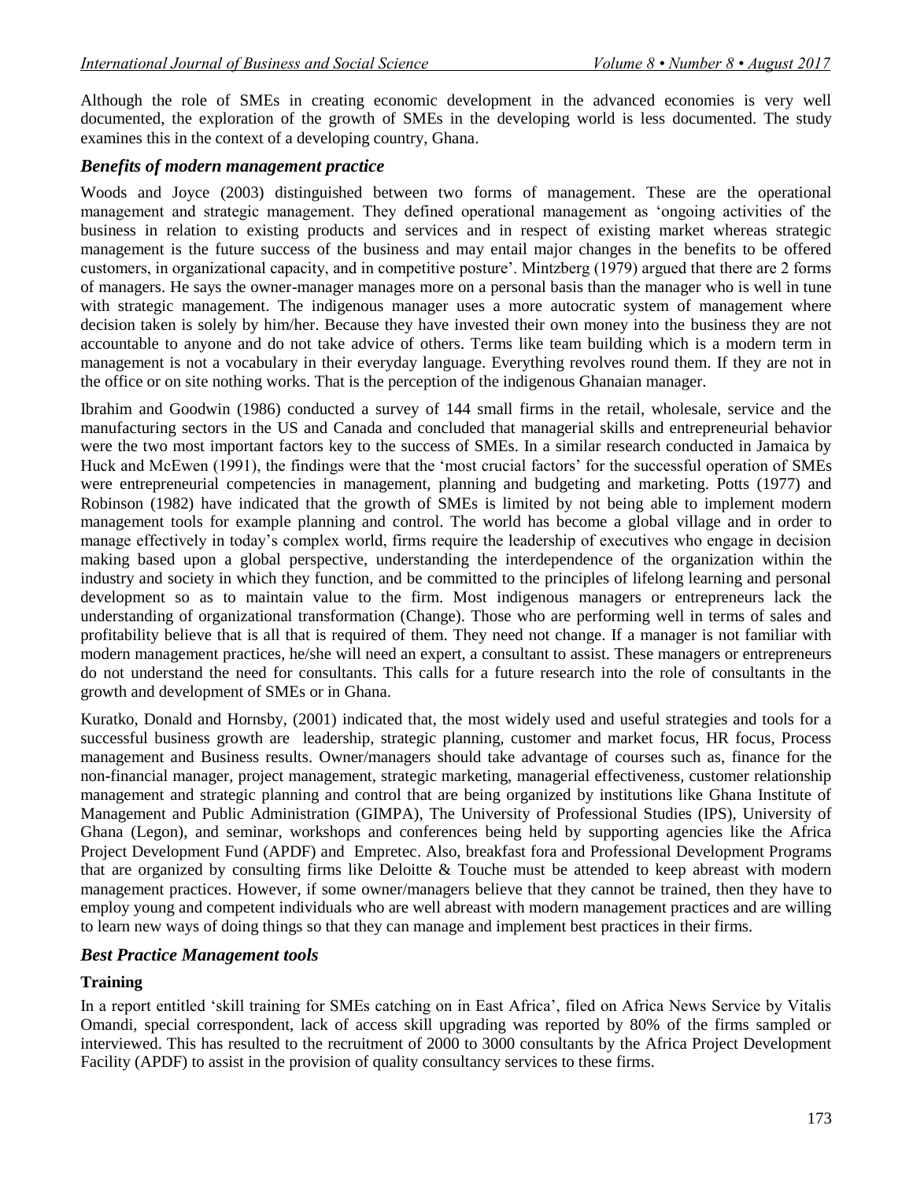Although the role of SMEs in creating economic development in the advanced economies is very well documented, the exploration of the growth of SMEs in the developing world is less documented. The study examines this in the context of a developing country, Ghana.

### *Benefits of modern management practice*

Woods and Joyce (2003) distinguished between two forms of management. These are the operational management and strategic management. They defined operational management as 'ongoing activities of the business in relation to existing products and services and in respect of existing market whereas strategic management is the future success of the business and may entail major changes in the benefits to be offered customers, in organizational capacity, and in competitive posture'. Mintzberg (1979) argued that there are 2 forms of managers. He says the owner-manager manages more on a personal basis than the manager who is well in tune with strategic management. The indigenous manager uses a more autocratic system of management where decision taken is solely by him/her. Because they have invested their own money into the business they are not accountable to anyone and do not take advice of others. Terms like team building which is a modern term in management is not a vocabulary in their everyday language. Everything revolves round them. If they are not in the office or on site nothing works. That is the perception of the indigenous Ghanaian manager.

Ibrahim and Goodwin (1986) conducted a survey of 144 small firms in the retail, wholesale, service and the manufacturing sectors in the US and Canada and concluded that managerial skills and entrepreneurial behavior were the two most important factors key to the success of SMEs. In a similar research conducted in Jamaica by Huck and McEwen (1991), the findings were that the 'most crucial factors' for the successful operation of SMEs were entrepreneurial competencies in management, planning and budgeting and marketing. Potts (1977) and Robinson (1982) have indicated that the growth of SMEs is limited by not being able to implement modern management tools for example planning and control. The world has become a global village and in order to manage effectively in today's complex world, firms require the leadership of executives who engage in decision making based upon a global perspective, understanding the interdependence of the organization within the industry and society in which they function, and be committed to the principles of lifelong learning and personal development so as to maintain value to the firm. Most indigenous managers or entrepreneurs lack the understanding of organizational transformation (Change). Those who are performing well in terms of sales and profitability believe that is all that is required of them. They need not change. If a manager is not familiar with modern management practices, he/she will need an expert, a consultant to assist. These managers or entrepreneurs do not understand the need for consultants. This calls for a future research into the role of consultants in the growth and development of SMEs or in Ghana.

Kuratko, Donald and Hornsby, (2001) indicated that, the most widely used and useful strategies and tools for a successful business growth are leadership, strategic planning, customer and market focus, HR focus, Process management and Business results. Owner/managers should take advantage of courses such as, finance for the non-financial manager, project management, strategic marketing, managerial effectiveness, customer relationship management and strategic planning and control that are being organized by institutions like Ghana Institute of Management and Public Administration (GIMPA), The University of Professional Studies (IPS), University of Ghana (Legon), and seminar, workshops and conferences being held by supporting agencies like the Africa Project Development Fund (APDF) and Empretec. Also, breakfast fora and Professional Development Programs that are organized by consulting firms like Deloitte & Touche must be attended to keep abreast with modern management practices. However, if some owner/managers believe that they cannot be trained, then they have to employ young and competent individuals who are well abreast with modern management practices and are willing to learn new ways of doing things so that they can manage and implement best practices in their firms.

### *Best Practice Management tools*

#### **Training**

In a report entitled 'skill training for SMEs catching on in East Africa', filed on Africa News Service by Vitalis Omandi, special correspondent, lack of access skill upgrading was reported by 80% of the firms sampled or interviewed. This has resulted to the recruitment of 2000 to 3000 consultants by the Africa Project Development Facility (APDF) to assist in the provision of quality consultancy services to these firms.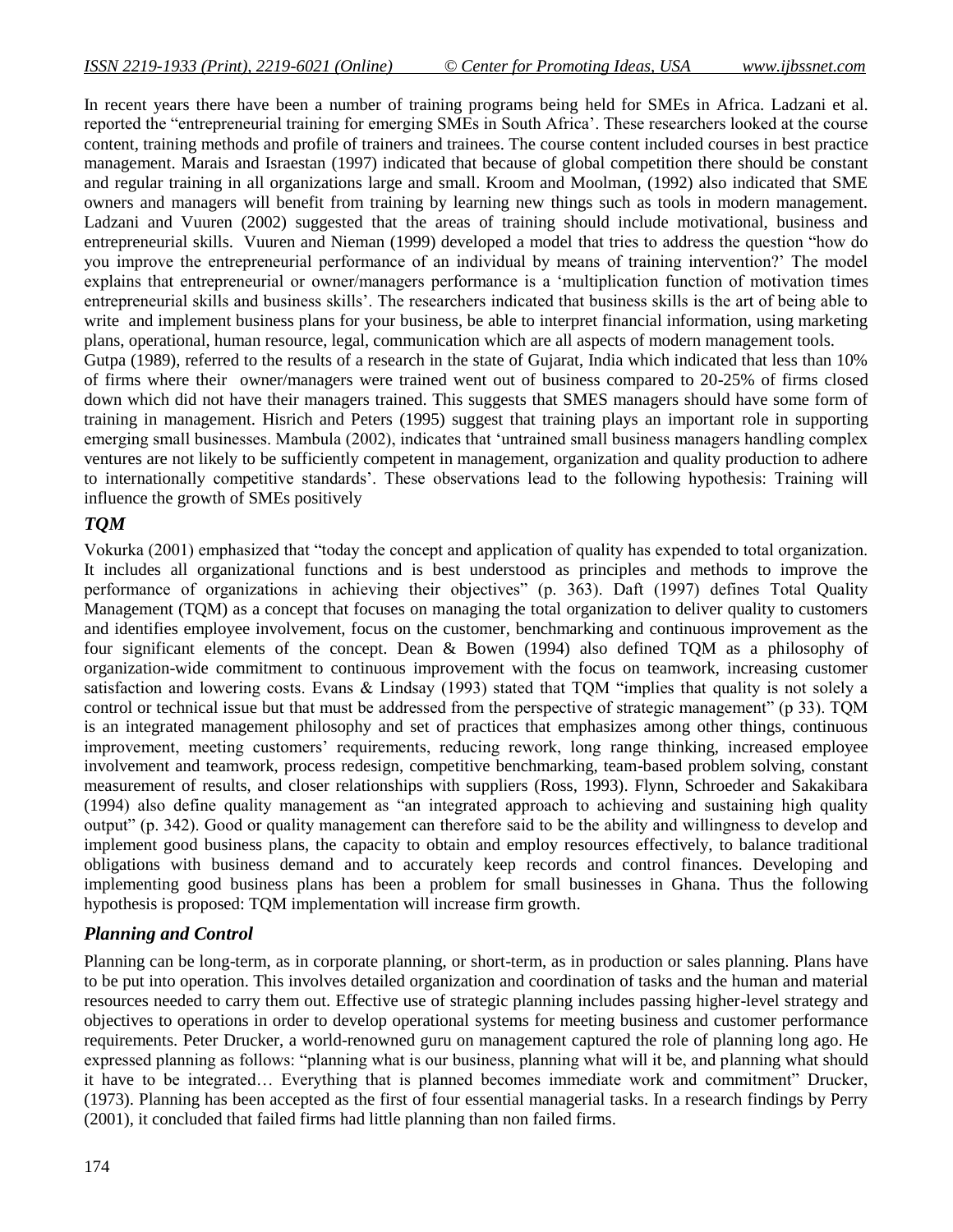In recent years there have been a number of training programs being held for SMEs in Africa. Ladzani et al. reported the "entrepreneurial training for emerging SMEs in South Africa'. These researchers looked at the course content, training methods and profile of trainers and trainees. The course content included courses in best practice management. Marais and Israestan (1997) indicated that because of global competition there should be constant and regular training in all organizations large and small. Kroom and Moolman, (1992) also indicated that SME owners and managers will benefit from training by learning new things such as tools in modern management. Ladzani and Vuuren (2002) suggested that the areas of training should include motivational, business and entrepreneurial skills. Vuuren and Nieman (1999) developed a model that tries to address the question "how do you improve the entrepreneurial performance of an individual by means of training intervention?' The model explains that entrepreneurial or owner/managers performance is a 'multiplication function of motivation times entrepreneurial skills and business skills'. The researchers indicated that business skills is the art of being able to write and implement business plans for your business, be able to interpret financial information, using marketing plans, operational, human resource, legal, communication which are all aspects of modern management tools.

Gutpa (1989), referred to the results of a research in the state of Gujarat, India which indicated that less than 10% of firms where their owner/managers were trained went out of business compared to 20-25% of firms closed down which did not have their managers trained. This suggests that SMES managers should have some form of training in management. Hisrich and Peters (1995) suggest that training plays an important role in supporting emerging small businesses. Mambula (2002), indicates that 'untrained small business managers handling complex ventures are not likely to be sufficiently competent in management, organization and quality production to adhere to internationally competitive standards'. These observations lead to the following hypothesis: Training will influence the growth of SMEs positively

### *TQM*

Vokurka (2001) emphasized that "today the concept and application of quality has expended to total organization. It includes all organizational functions and is best understood as principles and methods to improve the performance of organizations in achieving their objectives" (p. 363). Daft (1997) defines Total Quality Management (TQM) as a concept that focuses on managing the total organization to deliver quality to customers and identifies employee involvement, focus on the customer, benchmarking and continuous improvement as the four significant elements of the concept. Dean & Bowen (1994) also defined TQM as a philosophy of organization-wide commitment to continuous improvement with the focus on teamwork, increasing customer satisfaction and lowering costs. Evans & Lindsay (1993) stated that TQM "implies that quality is not solely a control or technical issue but that must be addressed from the perspective of strategic management" (p 33). TQM is an integrated management philosophy and set of practices that emphasizes among other things, continuous improvement, meeting customers' requirements, reducing rework, long range thinking, increased employee involvement and teamwork, process redesign, competitive benchmarking, team-based problem solving, constant measurement of results, and closer relationships with suppliers (Ross, 1993). Flynn, Schroeder and Sakakibara (1994) also define quality management as "an integrated approach to achieving and sustaining high quality output" (p. 342). Good or quality management can therefore said to be the ability and willingness to develop and implement good business plans, the capacity to obtain and employ resources effectively, to balance traditional obligations with business demand and to accurately keep records and control finances. Developing and implementing good business plans has been a problem for small businesses in Ghana. Thus the following hypothesis is proposed: TQM implementation will increase firm growth.

### *Planning and Control*

Planning can be long-term, as in corporate planning, or short-term, as in production or sales planning. Plans have to be put into operation. This involves detailed organization and coordination of tasks and the human and material resources needed to carry them out. Effective use of strategic planning includes passing higher-level strategy and objectives to operations in order to develop operational systems for meeting business and customer performance requirements. Peter Drucker, a world-renowned guru on management captured the role of planning long ago. He expressed planning as follows: "planning what is our business, planning what will it be, and planning what should it have to be integrated… Everything that is planned becomes immediate work and commitment" Drucker, (1973). Planning has been accepted as the first of four essential managerial tasks. In a research findings by Perry (2001), it concluded that failed firms had little planning than non failed firms.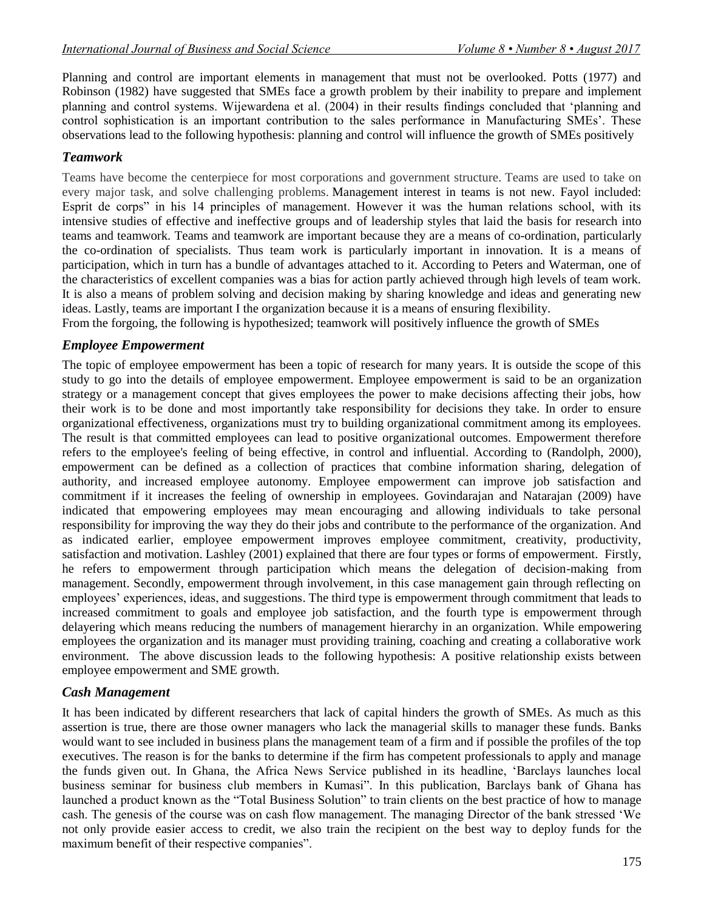Planning and control are important elements in management that must not be overlooked. Potts (1977) and Robinson (1982) have suggested that SMEs face a growth problem by their inability to prepare and implement planning and control systems. Wijewardena et al. (2004) in their results findings concluded that 'planning and control sophistication is an important contribution to the sales performance in Manufacturing SMEs'. These observations lead to the following hypothesis: planning and control will influence the growth of SMEs positively

### *Teamwork*

Teams have become the centerpiece for most corporations and government structure. Teams are used to take on every major task, and solve challenging problems. Management interest in teams is not new. Fayol included: Esprit de corps" in his 14 principles of management. However it was the human relations school, with its intensive studies of effective and ineffective groups and of leadership styles that laid the basis for research into teams and teamwork. Teams and teamwork are important because they are a means of co-ordination, particularly the co-ordination of specialists. Thus team work is particularly important in innovation. It is a means of participation, which in turn has a bundle of advantages attached to it. According to Peters and Waterman, one of the characteristics of excellent companies was a bias for action partly achieved through high levels of team work. It is also a means of problem solving and decision making by sharing knowledge and ideas and generating new ideas. Lastly, teams are important I the organization because it is a means of ensuring flexibility.

From the forgoing, the following is hypothesized; teamwork will positively influence the growth of SMEs

### *Employee Empowerment*

The topic of employee empowerment has been a topic of research for many years. It is outside the scope of this study to go into the details of employee empowerment. Employee empowerment is said to be an organization strategy or a management concept that gives employees the power to make decisions affecting their jobs, how their work is to be done and most importantly take responsibility for decisions they take. In order to ensure organizational effectiveness, organizations must try to building organizational commitment among its employees. The result is that committed employees can lead to positive organizational outcomes. Empowerment therefore refers to the employee's feeling of being effective, in control and influential. According to (Randolph, 2000), empowerment can be defined as a collection of practices that combine information sharing, delegation of authority, and increased employee autonomy. Employee empowerment can improve job satisfaction and commitment if it increases the feeling of ownership in employees. Govindarajan and Natarajan (2009) have indicated that empowering employees may mean encouraging and allowing individuals to take personal responsibility for improving the way they do their jobs and contribute to the performance of the organization. And as indicated earlier, employee empowerment improves employee commitment, creativity, productivity, satisfaction and motivation. Lashley (2001) explained that there are four types or forms of empowerment. Firstly, he refers to empowerment through participation which means the delegation of decision-making from management. Secondly, empowerment through involvement, in this case management gain through reflecting on employees' experiences, ideas, and suggestions. The third type is empowerment through commitment that leads to increased commitment to goals and employee job satisfaction, and the fourth type is empowerment through delayering which means reducing the numbers of management hierarchy in an organization. While empowering employees the organization and its manager must providing training, coaching and creating a collaborative work environment. The above discussion leads to the following hypothesis: A positive relationship exists between employee empowerment and SME growth.

### *Cash Management*

It has been indicated by different researchers that lack of capital hinders the growth of SMEs. As much as this assertion is true, there are those owner managers who lack the managerial skills to manager these funds. Banks would want to see included in business plans the management team of a firm and if possible the profiles of the top executives. The reason is for the banks to determine if the firm has competent professionals to apply and manage the funds given out. In Ghana, the Africa News Service published in its headline, 'Barclays launches local business seminar for business club members in Kumasi". In this publication, Barclays bank of Ghana has launched a product known as the "Total Business Solution" to train clients on the best practice of how to manage cash. The genesis of the course was on cash flow management. The managing Director of the bank stressed 'We not only provide easier access to credit, we also train the recipient on the best way to deploy funds for the maximum benefit of their respective companies".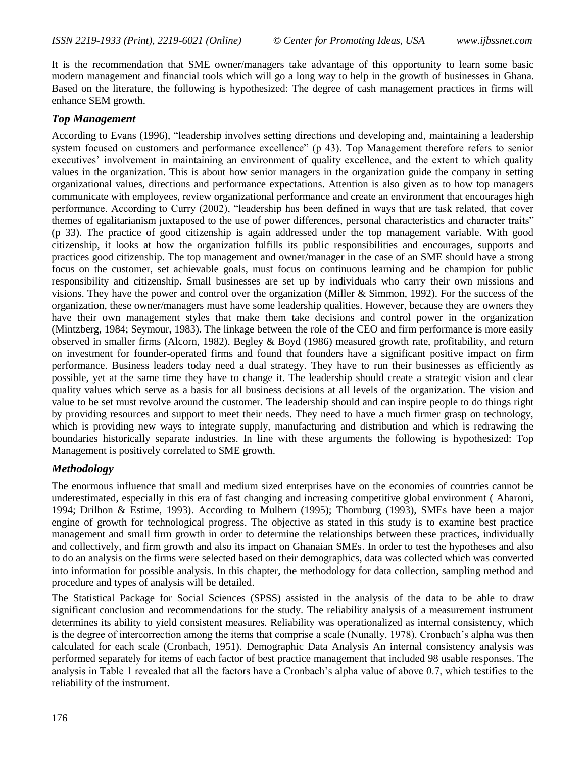It is the recommendation that SME owner/managers take advantage of this opportunity to learn some basic modern management and financial tools which will go a long way to help in the growth of businesses in Ghana. Based on the literature, the following is hypothesized: The degree of cash management practices in firms will enhance SEM growth.

### *Top Management*

According to Evans (1996), "leadership involves setting directions and developing and, maintaining a leadership system focused on customers and performance excellence" (p 43). Top Management therefore refers to senior executives' involvement in maintaining an environment of quality excellence, and the extent to which quality values in the organization. This is about how senior managers in the organization guide the company in setting organizational values, directions and performance expectations. Attention is also given as to how top managers communicate with employees, review organizational performance and create an environment that encourages high performance. According to Curry (2002), "leadership has been defined in ways that are task related, that cover themes of egalitarianism juxtaposed to the use of power differences, personal characteristics and character traits" (p 33). The practice of good citizenship is again addressed under the top management variable. With good citizenship, it looks at how the organization fulfills its public responsibilities and encourages, supports and practices good citizenship. The top management and owner/manager in the case of an SME should have a strong focus on the customer, set achievable goals, must focus on continuous learning and be champion for public responsibility and citizenship. Small businesses are set up by individuals who carry their own missions and visions. They have the power and control over the organization (Miller & Simmon, 1992). For the success of the organization, these owner/managers must have some leadership qualities. However, because they are owners they have their own management styles that make them take decisions and control power in the organization (Mintzberg, 1984; Seymour, 1983). The linkage between the role of the CEO and firm performance is more easily observed in smaller firms (Alcorn, 1982). Begley & Boyd (1986) measured growth rate, profitability, and return on investment for founder-operated firms and found that founders have a significant positive impact on firm performance. Business leaders today need a dual strategy. They have to run their businesses as efficiently as possible, yet at the same time they have to change it. The leadership should create a strategic vision and clear quality values which serve as a basis for all business decisions at all levels of the organization. The vision and value to be set must revolve around the customer. The leadership should and can inspire people to do things right by providing resources and support to meet their needs. They need to have a much firmer grasp on technology, which is providing new ways to integrate supply, manufacturing and distribution and which is redrawing the boundaries historically separate industries. In line with these arguments the following is hypothesized: Top Management is positively correlated to SME growth.

### *Methodology*

The enormous influence that small and medium sized enterprises have on the economies of countries cannot be underestimated, especially in this era of fast changing and increasing competitive global environment ( Aharoni, 1994; Drilhon & Estime, 1993). According to Mulhern (1995); Thornburg (1993), SMEs have been a major engine of growth for technological progress. The objective as stated in this study is to examine best practice management and small firm growth in order to determine the relationships between these practices, individually and collectively, and firm growth and also its impact on Ghanaian SMEs. In order to test the hypotheses and also to do an analysis on the firms were selected based on their demographics, data was collected which was converted into information for possible analysis. In this chapter, the methodology for data collection, sampling method and procedure and types of analysis will be detailed.

The Statistical Package for Social Sciences (SPSS) assisted in the analysis of the data to be able to draw significant conclusion and recommendations for the study. The reliability analysis of a measurement instrument determines its ability to yield consistent measures. Reliability was operationalized as internal consistency, which is the degree of intercorrection among the items that comprise a scale (Nunally, 1978). Cronbach's alpha was then calculated for each scale (Cronbach, 1951). Demographic Data Analysis An internal consistency analysis was performed separately for items of each factor of best practice management that included 98 usable responses. The analysis in Table 1 revealed that all the factors have a Cronbach's alpha value of above 0.7, which testifies to the reliability of the instrument.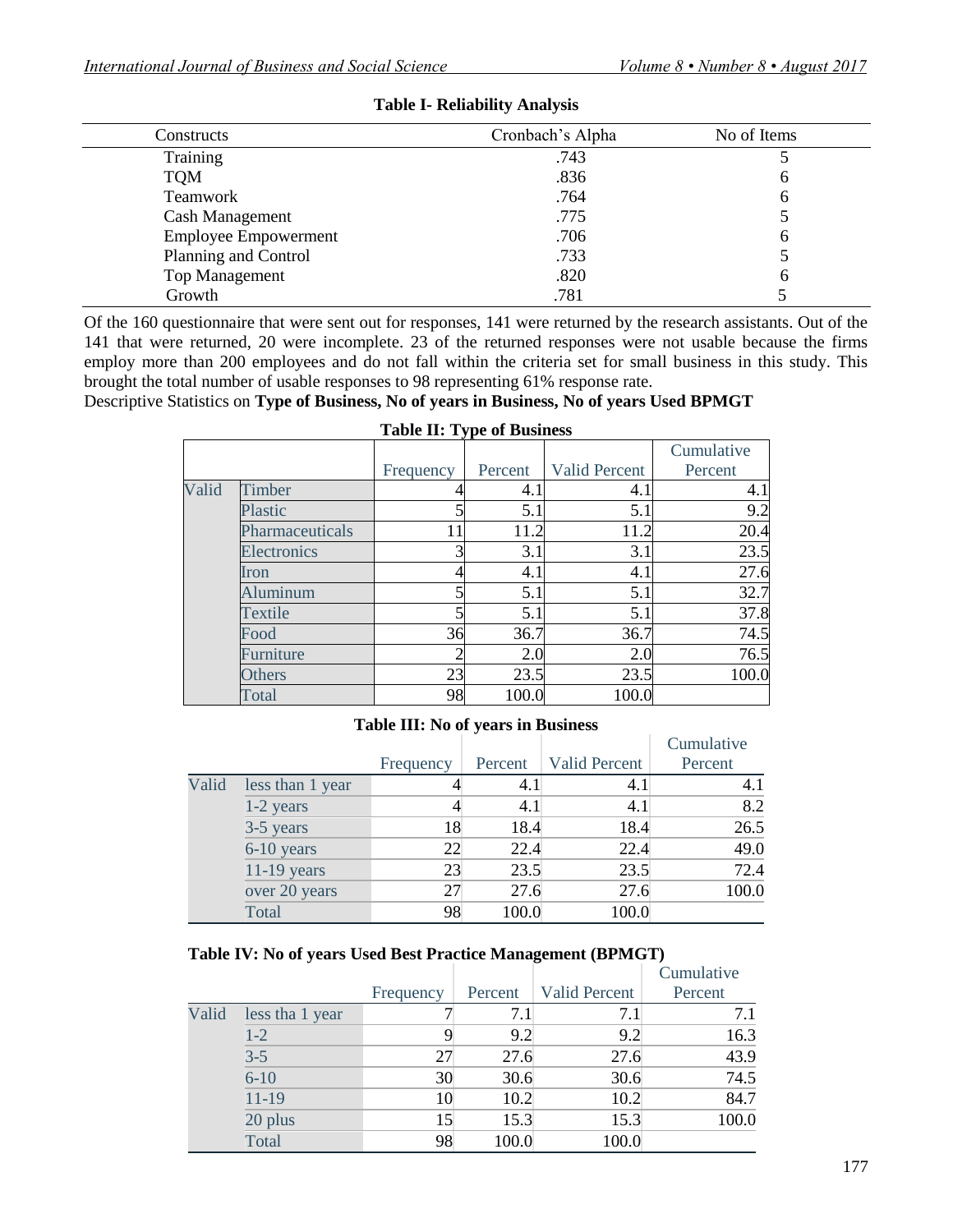**Table I- Reliability Analysis**

| Constructs | Cronbach's Alpha | No of Items |
|---|---|---|
| Training | .743 | 5 |
| TQM | .836 | 6 |
| Teamwork | .764 | 6 |
| Cash Management | .775 | 5 |
| Employee Empowerment | .706 | 6 |
| Planning and Control | .733 | 5 |
| Top Management | .820 | 6 |
| Growth | .781 | 5 |

Of the 160 questionnaire that were sent out for responses, 141 were returned by the research assistants. Out of the 141 that were returned, 20 were incomplete. 23 of the returned responses were not usable because the firms employ more than 200 employees and do not fall within the criteria set for small business in this study. This brought the total number of usable responses to 98 representing 61% response rate.

Descriptive Statistics on **Type of Business, No of years in Business, No of years Used BPMGT**

**Table II: Type of Business**

| | | Frequency | Percent | Valid Percent | Cumulative Percent |
|---|---|---|---|---|---|
| Valid | Timber | 4 | 4.1 | 4.1 | 4.1 |
| | Plastic | 5 | 5.1 | 5.1 | 9.2 |
| | Pharmaceuticals | 11 | 11.2 | 11.2 | 20.4 |
| | Electronics | 3 | 3.1 | 3.1 | 23.5 |
| | Iron | 4 | 4.1 | 4.1 | 27.6 |
| | Aluminum | 5 | 5.1 | 5.1 | 32.7 |
| | Textile | 5 | 5.1 | 5.1 | 37.8 |
| | Food | 36 | 36.7 | 36.7 | 74.5 |
| | Furniture | 2 | 2.0 | 2.0 | 76.5 |
| | Others | 23 | 23.5 | 23.5 | 100.0 |
| | Total | 98 | 100.0 | 100.0 | |

**Table III: No of years in Business**

| | | Frequency | Percent | Valid Percent | Cumulative Percent |
|---|---|---|---|---|---|
| Valid | less than 1 year | 4 | 4.1 | 4.1 | 4.1 |
| | 1-2 years | 4 | 4.1 | 4.1 | 8.2 |
| | 3-5 years | 18 | 18.4 | 18.4 | 26.5 |
| | 6-10 years | 22 | 22.4 | 22.4 | 49.0 |
| | 11-19 years | 23 | 23.5 | 23.5 | 72.4 |
| | over 20 years | 27 | 27.6 | 27.6 | 100.0 |
| | Total | 98 | 100.0 | 100.0 | |

**Table IV: No of years Used Best Practice Management (BPMGT)**

| | | Frequency | Percent | Valid Percent | Cumulative Percent |
|---|---|---|---|---|---|
| Valid | less tha 1 year | 7 | 7.1 | 7.1 | 7.1 |
| | 1-2 | 9 | 9.2 | 9.2 | 16.3 |
| | 3-5 | 27 | 27.6 | 27.6 | 43.9 |
| | 6-10 | 30 | 30.6 | 30.6 | 74.5 |
| | 11-19 | 10 | 10.2 | 10.2 | 84.7 |
| | 20 plus | 15 | 15.3 | 15.3 | 100.0 |
| | Total | 98 | 100.0 | 100.0 | |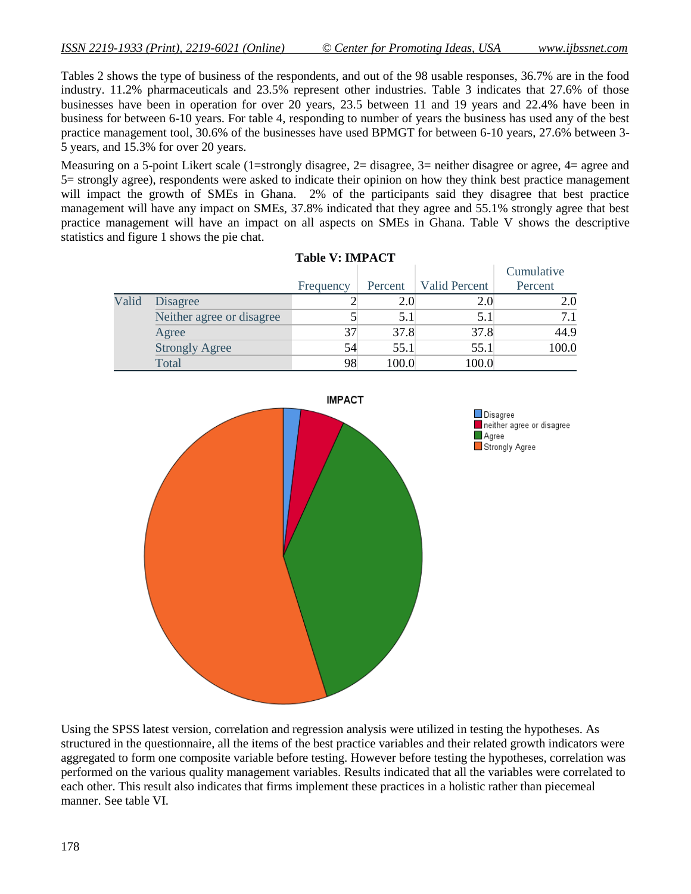Tables 2 shows the type of business of the respondents, and out of the 98 usable responses, 36.7% are in the food industry. 11.2% pharmaceuticals and 23.5% represent other industries. Table 3 indicates that 27.6% of those businesses have been in operation for over 20 years, 23.5 between 11 and 19 years and 22.4% have been in business for between 6-10 years. For table 4, responding to number of years the business has used any of the best practice management tool, 30.6% of the businesses have used BPMGT for between 6-10 years, 27.6% between 3-5 years, and 15.3% for over 20 years.

Measuring on a 5-point Likert scale (1=strongly disagree, 2= disagree, 3= neither disagree or agree, 4= agree and 5= strongly agree), respondents were asked to indicate their opinion on how they think best practice management will impact the growth of SMEs in Ghana. 2% of the participants said they disagree that best practice management will have any impact on SMEs, 37.8% indicated that they agree and 55.1% strongly agree that best practice management will have an impact on all aspects on SMEs in Ghana. Table V shows the descriptive statistics and figure 1 shows the pie chat.

**Table V: IMPACT**

| | | Frequency | Percent | Valid Percent | Cumulative Percent |
|---|---|---|---|---|---|
| Valid | Disagree | 2 | 2.0 | 2.0 | 2.0 |
| | Neither agree or disagree | 5 | 5.1 | 5.1 | 7.1 |
| | Agree | 37 | 37.8 | 37.8 | 44.9 |
| | Strongly Agree | 54 | 55.1 | 55.1 | 100.0 |
| | Total | 98 | 100.0 | 100.0 | |

Using the SPSS latest version, correlation and regression analysis were utilized in testing the hypotheses. As structured in the questionnaire, all the items of the best practice variables and their related growth indicators were aggregated to form one composite variable before testing. However before testing the hypotheses, correlation was performed on the various quality management variables. Results indicated that all the variables were correlated to each other. This result also indicates that firms implement these practices in a holistic rather than piecemeal manner. See table VI.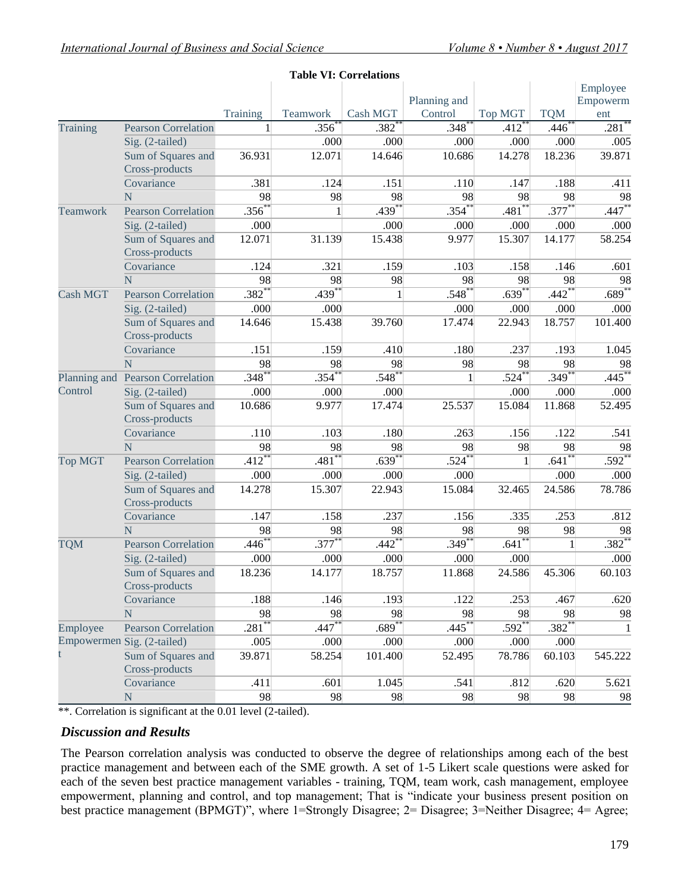**Table VI: Correlations**

| | | Training | Teamwork | Cash MGT | Planning and Control | Top MGT | TQM | Employee Empowerment |
|---|---|---|---|---|---|---|---|---|
| Training | Pearson Correlation | 1 | .356** | .382** | .348** | .412** | .446** | .281** |
| | Sig. (2-tailed) | | .000 | .000 | .000 | .000 | .000 | .005 |
| | Sum of Squares and Cross-products | 36.931 | 12.071 | 14.646 | 10.686 | 14.278 | 18.236 | 39.871 |
| | Covariance | .381 | .124 | .151 | .110 | .147 | .188 | .411 |
| | N | 98 | 98 | 98 | 98 | 98 | 98 | 98 |
| Teamwork | Pearson Correlation | .356** | 1 | .439** | .354** | .481** | .377** | .447** |
| | Sig. (2-tailed) | .000 | | .000 | .000 | .000 | .000 | .000 |
| | Sum of Squares and Cross-products | 12.071 | 31.139 | 15.438 | 9.977 | 15.307 | 14.177 | 58.254 |
| | Covariance | .124 | .321 | .159 | .103 | .158 | .146 | .601 |
| | N | 98 | 98 | 98 | 98 | 98 | 98 | 98 |
| Cash MGT | Pearson Correlation | .382** | .439** | 1 | .548** | .639** | .442** | .689** |
| | Sig. (2-tailed) | .000 | .000 | | .000 | .000 | .000 | .000 |
| | Sum of Squares and Cross-products | 14.646 | 15.438 | 39.760 | 17.474 | 22.943 | 18.757 | 101.400 |
| | Covariance | .151 | .159 | .410 | .180 | .237 | .193 | 1.045 |
| | N | 98 | 98 | 98 | 98 | 98 | 98 | 98 |
| Planning and Control | Pearson Correlation | .348** | .354** | .548** | 1 | .524** | .349** | .445** |
| | Sig. (2-tailed) | .000 | .000 | .000 | | .000 | .000 | .000 |
| | Sum of Squares and Cross-products | 10.686 | 9.977 | 17.474 | 25.537 | 15.084 | 11.868 | 52.495 |
| | Covariance | .110 | .103 | .180 | .263 | .156 | .122 | .541 |
| | N | 98 | 98 | 98 | 98 | 98 | 98 | 98 |
| Top MGT | Pearson Correlation | .412** | .481** | .639** | .524** | 1 | .641** | .592** |
| | Sig. (2-tailed) | .000 | .000 | .000 | .000 | | .000 | .000 |
| | Sum of Squares and Cross-products | 14.278 | 15.307 | 22.943 | 15.084 | 32.465 | 24.586 | 78.786 |
| | Covariance | .147 | .158 | .237 | .156 | .335 | .253 | .812 |
| | N | 98 | 98 | 98 | 98 | 98 | 98 | 98 |
| TQM | Pearson Correlation | .446** | .377** | .442** | .349** | .641** | 1 | .382** |
| | Sig. (2-tailed) | .000 | .000 | .000 | .000 | .000 | | .000 |
| | Sum of Squares and Cross-products | 18.236 | 14.177 | 18.757 | 11.868 | 24.586 | 45.306 | 60.103 |
| | Covariance | .188 | .146 | .193 | .122 | .253 | .467 | .620 |
| | N | 98 | 98 | 98 | 98 | 98 | 98 | 98 |
| Employee Empowerment | Pearson Correlation | .281** | .447** | .689** | .445** | .592** | .382** | 1 |
| | Sig. (2-tailed) | .005 | .000 | .000 | .000 | .000 | .000 | |
| | Sum of Squares and Cross-products | 39.871 | 58.254 | 101.400 | 52.495 | 78.786 | 60.103 | 545.222 |
| | Covariance | .411 | .601 | 1.045 | .541 | .812 | .620 | 5.621 |
| | N | 98 | 98 | 98 | 98 | 98 | 98 | 98 |

**. Correlation is significant at the 0.01 level (2-tailed).

### *Discussion and Results*

The Pearson correlation analysis was conducted to observe the degree of relationships among each of the best practice management and between each of the SME growth. A set of 1-5 Likert scale questions were asked for each of the seven best practice management variables - training, TQM, team work, cash management, employee empowerment, planning and control, and top management; That is "indicate your business present position on best practice management (BPMGT)", where 1=Strongly Disagree; 2= Disagree; 3=Neither Disagree; 4= Agree;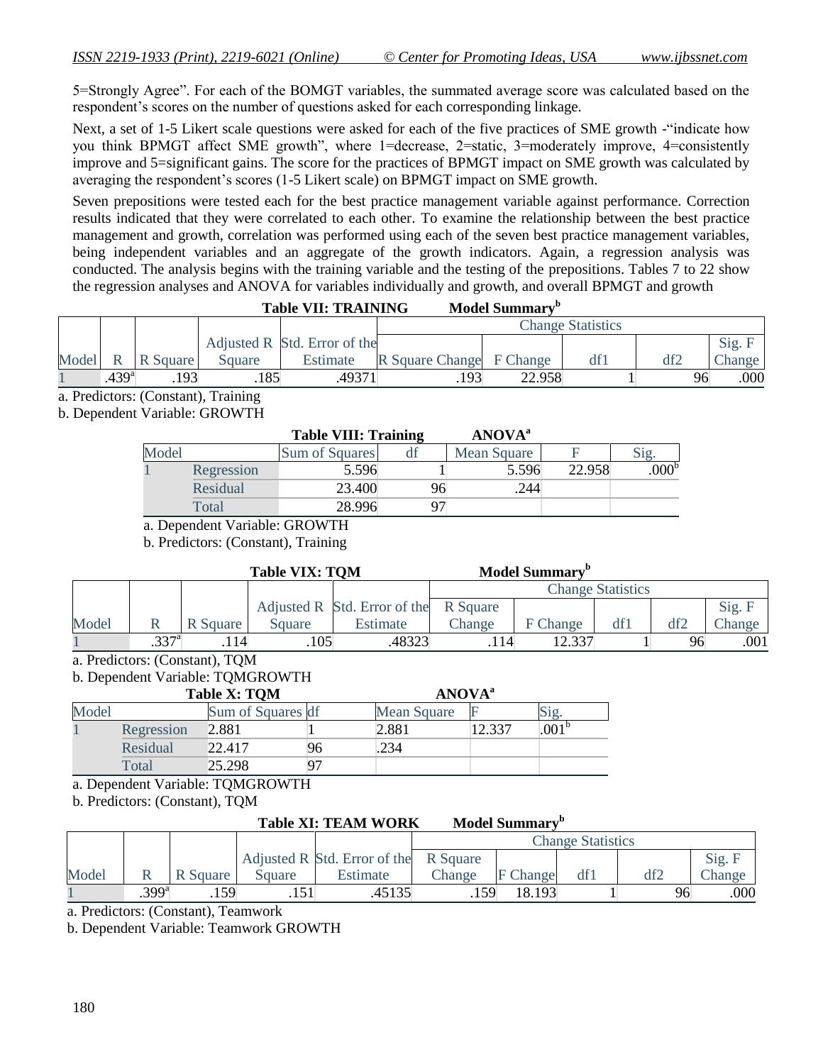5=Strongly Agree". For each of the BOMGT variables, the summated average score was calculated based on the respondent's scores on the number of questions asked for each corresponding linkage.

Next, a set of 1-5 Likert scale questions were asked for each of the five practices of SME growth -"indicate how you think BPMGT affect SME growth", where 1=decrease, 2=static, 3=moderately improve, 4=consistently improve and 5=significant gains. The score for the practices of BPMGT impact on SME growth was calculated by averaging the respondent's scores (1-5 Likert scale) on BPMGT impact on SME growth.

Seven prepositions were tested each for the best practice management variable against performance. Correction results indicated that they were correlated to each other. To examine the relationship between the best practice management and growth, correlation was performed using each of the seven best practice management variables, being independent variables and an aggregate of the growth indicators. Again, a regression analysis was conducted. The analysis begins with the training variable and the testing of the prepositions. Tables 7 to 22 show the regression analyses and ANOVA for variables individually and growth, and overall BPMGT and growth

**Table VII: TRAINING** **Model Summary[b]**

| | | | | | Change Statistics | | | | |
|---|---|---|---|---|---|---|---|---|---|
| Model | R | R Square | Adjusted R Square | Std. Error of the Estimate | R Square Change | F Change | df1 | df2 | Sig. F Change |
| 1 | .439[a] | .193 | .185 | .49371 | .193 | 22.958 | 1 | 96 | .000 |

a. Predictors: (Constant), Training

b. Dependent Variable: GROWTH

**Table VIII: Training** **ANOVA[a]**

| Model | | Sum of Squares | df | Mean Square | F | Sig. |
|---|---|---|---|---|---|---|
| 1 | Regression | 5.596 | 1 | 5.596 | 22.958 | .000[b] |
| | Residual | 23.400 | 96 | .244 | | |
| | Total | 28.996 | 97 | | | |

a. Dependent Variable: GROWTH

b. Predictors: (Constant), Training

**Table VIX: TQM** **Model Summary[b]**

| | | | | | Change Statistics | | | | |
|---|---|---|---|---|---|---|---|---|---|
| Model | R | R Square | Adjusted R Square | Std. Error of the Estimate | R Square Change | F Change | df1 | df2 | Sig. F Change |
| 1 | .337[a] | .114 | .105 | .48323 | .114 | 12.337 | 1 | 96 | .001 |

a. Predictors: (Constant), TQM

b. Dependent Variable: TQMGROWTH

**Table X: TQM** **ANOVA[a]**

| Model | | Sum of Squares | df | Mean Square | F | Sig. |
|---|---|---|---|---|---|---|
| 1 | Regression | 2.881 | 1 | 2.881 | 12.337 | .001[b] |
| | Residual | 22.417 | 96 | .234 | | |
| | Total | 25.298 | 97 | | | |

a. Dependent Variable: TQMGROWTH

b. Predictors: (Constant), TQM

**Table XI: TEAM WORK** **Model Summary[b]**

| | | | | | Change Statistics | | | | |
|---|---|---|---|---|---|---|---|---|---|
| Model | R | R Square | Adjusted R Square | Std. Error of the Estimate | R Square Change | F Change | df1 | df2 | Sig. F Change |
| 1 | .399[a] | .159 | .151 | .45135 | .159 | 18.193 | 1 | 96 | .000 |

a. Predictors: (Constant), Teamwork

b. Dependent Variable: Teamwork GROWTH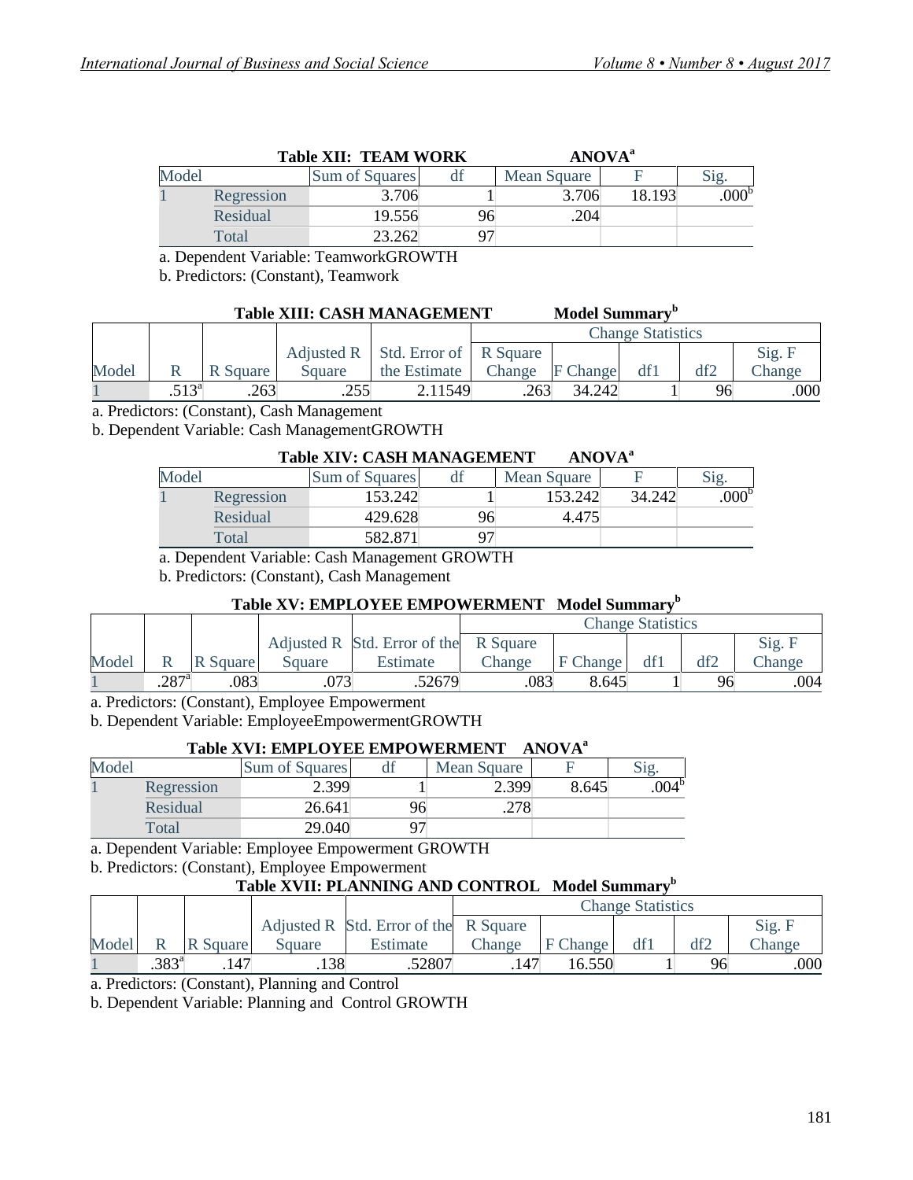**Table XII: TEAM WORK ANOVA[a]**

| Model | | Sum of Squares | df | Mean Square | F | Sig. |
|---|---|---|---|---|---|---|
| 1 | Regression | 3.706 | 1 | 3.706 | 18.193 | .000[b] |
| | Residual | 19.556 | 96 | .204 | | |
| | Total | 23.262 | 97 | | | |

a. Dependent Variable: TeamworkGROWTH

b. Predictors: (Constant), Teamwork

**Table XIII: CASH MANAGEMENT Model Summary[b]**

| Model | R | R Square | Adjusted R Square | Std. Error of the Estimate | Change Statistics | | | | |
|---|---|---|---|---|---|---|---|---|---|
| | | | | | R Square Change | F Change | df1 | df2 | Sig. F Change |
| 1 | .513[a] | .263 | .255 | 2.11549 | .263 | 34.242 | 1 | 96 | .000 |

a. Predictors: (Constant), Cash Management

b. Dependent Variable: Cash ManagementGROWTH

**Table XIV: CASH MANAGEMENT ANOVA[a]**

| Model | | Sum of Squares | df | Mean Square | F | Sig. |
|---|---|---|---|---|---|---|
| 1 | Regression | 153.242 | 1 | 153.242 | 34.242 | .000[b] |
| | Residual | 429.628 | 96 | 4.475 | | |
| | Total | 582.871 | 97 | | | |

a. Dependent Variable: Cash Management GROWTH

b. Predictors: (Constant), Cash Management

**Table XV: EMPLOYEE EMPOWERMENT Model Summary[b]**

| Model | R | R Square | Adjusted R Square | Std. Error of the Estimate | Change Statistics | | | | |
|---|---|---|---|---|---|---|---|---|---|
| | | | | | R Square Change | F Change | df1 | df2 | Sig. F Change |
| 1 | .287[a] | .083 | .073 | .52679 | .083 | 8.645 | 1 | 96 | .004 |

a. Predictors: (Constant), Employee Empowerment

b. Dependent Variable: EmployeeEmpowermentGROWTH

**Table XVI: EMPLOYEE EMPOWERMENT ANOVA[a]**

| Model | | Sum of Squares | df | Mean Square | F | Sig. |
|---|---|---|---|---|---|---|
| 1 | Regression | 2.399 | 1 | 2.399 | 8.645 | .004[b] |
| | Residual | 26.641 | 96 | .278 | | |
| | Total | 29.040 | 97 | | | |

a. Dependent Variable: Employee Empowerment GROWTH

b. Predictors: (Constant), Employee Empowerment

**Table XVII: PLANNING AND CONTROL Model Summary[b]**

| Model | R | R Square | Adjusted R Square | Std. Error of the Estimate | Change Statistics | | | | |
|---|---|---|---|---|---|---|---|---|---|
| | | | | | R Square Change | F Change | df1 | df2 | Sig. F Change |
| 1 | .383[a] | .147 | .138 | .52807 | .147 | 16.550 | 1 | 96 | .000 |

a. Predictors: (Constant), Planning and Control

b. Dependent Variable: Planning and Control GROWTH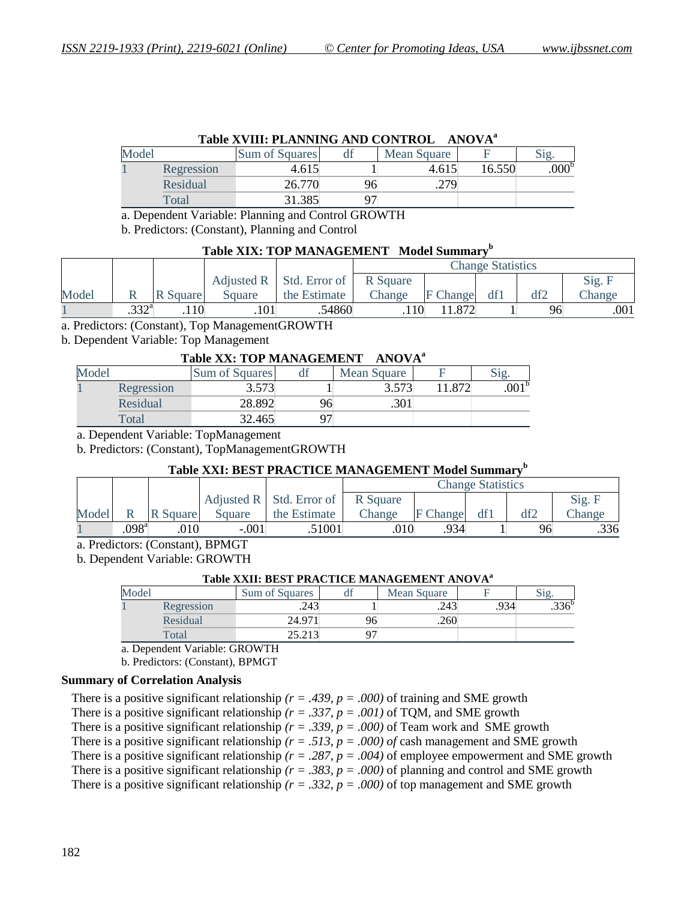**Table XVIII: PLANNING AND CONTROL ANOVA[a]**

| Model | | Sum of Squares | df | Mean Square | F | Sig. |
|---|---|---|---|---|---|---|
| 1 | Regression | 4.615 | 1 | 4.615 | 16.550 | .000[b] |
| | Residual | 26.770 | 96 | .279 | | |
| | Total | 31.385 | 97 | | | |

a. Dependent Variable: Planning and Control GROWTH

b. Predictors: (Constant), Planning and Control

**Table XIX: TOP MANAGEMENT Model Summary[b]**

| | | | | | Change Statistics | | | | |
|---|---|---|---|---|---|---|---|---|---|
| Model | R | R Square | Adjusted R Square | Std. Error of the Estimate | R Square Change | F Change | df1 | df2 | Sig. F Change |
| 1 | .332[a] | .110 | .101 | .54860 | .110 | 11.872 | 1 | 96 | .001 |

a. Predictors: (Constant), Top ManagementGROWTH

b. Dependent Variable: Top Management

**Table XX: TOP MANAGEMENT ANOVA[a]**

| Model | | Sum of Squares | df | Mean Square | F | Sig. |
|---|---|---|---|---|---|---|
| 1 | Regression | 3.573 | 1 | 3.573 | 11.872 | .001[b] |
| | Residual | 28.892 | 96 | .301 | | |
| | Total | 32.465 | 97 | | | |

a. Dependent Variable: TopManagement

b. Predictors: (Constant), TopManagementGROWTH

**Table XXI: BEST PRACTICE MANAGEMENT Model Summary[b]**

| | | | | | Change Statistics | | | | |
|---|---|---|---|---|---|---|---|---|---|
| Model | R | R Square | Adjusted R Square | Std. Error of the Estimate | R Square Change | F Change | df1 | df2 | Sig. F Change |
| 1 | .098[a] | .010 | -.001 | .51001 | .010 | .934 | 1 | 96 | .336 |

a. Predictors: (Constant), BPMGT

b. Dependent Variable: GROWTH

**Table XXII: BEST PRACTICE MANAGEMENT ANOVA[a]**

| Model | | Sum of Squares | df | Mean Square | F | Sig. |
|---|---|---|---|---|---|---|
| 1 | Regression | .243 | 1 | .243 | .934 | .336[b] |
| | Residual | 24.971 | 96 | .260 | | |
| | Total | 25.213 | 97 | | | |

a. Dependent Variable: GROWTH

b. Predictors: (Constant), BPMGT

**Summary of Correlation Analysis**

There is a positive significant relationship *($r = .439$, $p = .000$)* of training and SME growth

There is a positive significant relationship *($r = .337$, $p = .001$)* of TQM, and SME growth

There is a positive significant relationship *($r = .339$, $p = .000$)* of Team work and SME growth

There is a positive significant relationship *($r = .513$, $p = .000$) of* cash management and SME growth

There is a positive significant relationship *($r = .287$, $p = .004$)* of employee empowerment and SME growth

There is a positive significant relationship *($r = .383$, $p = .000$)* of planning and control and SME growth

There is a positive significant relationship *($r = .332$, $p = .000$)* of top management and SME growth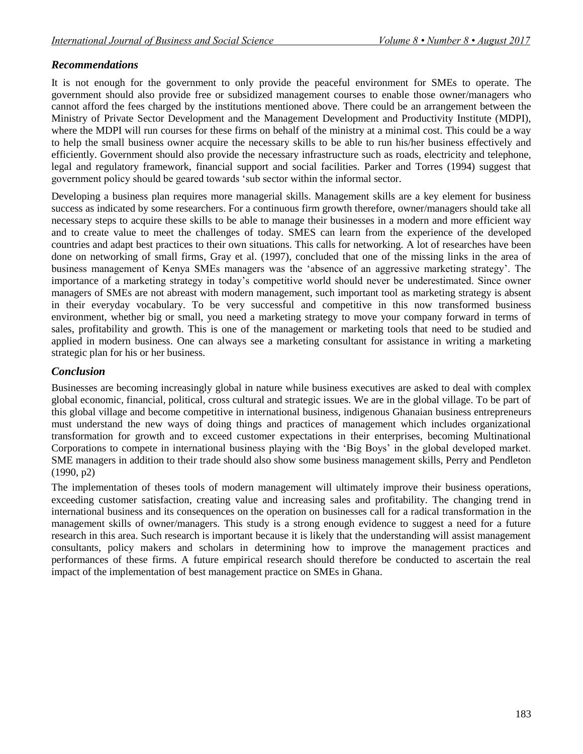### *Recommendations*

It is not enough for the government to only provide the peaceful environment for SMEs to operate. The government should also provide free or subsidized management courses to enable those owner/managers who cannot afford the fees charged by the institutions mentioned above. There could be an arrangement between the Ministry of Private Sector Development and the Management Development and Productivity Institute (MDPI), where the MDPI will run courses for these firms on behalf of the ministry at a minimal cost. This could be a way to help the small business owner acquire the necessary skills to be able to run his/her business effectively and efficiently. Government should also provide the necessary infrastructure such as roads, electricity and telephone, legal and regulatory framework, financial support and social facilities. Parker and Torres (1994) suggest that government policy should be geared towards 'sub sector within the informal sector.

Developing a business plan requires more managerial skills. Management skills are a key element for business success as indicated by some researchers. For a continuous firm growth therefore, owner/managers should take all necessary steps to acquire these skills to be able to manage their businesses in a modern and more efficient way and to create value to meet the challenges of today. SMES can learn from the experience of the developed countries and adapt best practices to their own situations. This calls for networking. A lot of researches have been done on networking of small firms, Gray et al. (1997), concluded that one of the missing links in the area of business management of Kenya SMEs managers was the 'absence of an aggressive marketing strategy'. The importance of a marketing strategy in today's competitive world should never be underestimated. Since owner managers of SMEs are not abreast with modern management, such important tool as marketing strategy is absent in their everyday vocabulary. To be very successful and competitive in this now transformed business environment, whether big or small, you need a marketing strategy to move your company forward in terms of sales, profitability and growth. This is one of the management or marketing tools that need to be studied and applied in modern business. One can always see a marketing consultant for assistance in writing a marketing strategic plan for his or her business.

### *Conclusion*

Businesses are becoming increasingly global in nature while business executives are asked to deal with complex global economic, financial, political, cross cultural and strategic issues. We are in the global village. To be part of this global village and become competitive in international business, indigenous Ghanaian business entrepreneurs must understand the new ways of doing things and practices of management which includes organizational transformation for growth and to exceed customer expectations in their enterprises, becoming Multinational Corporations to compete in international business playing with the 'Big Boys' in the global developed market. SME managers in addition to their trade should also show some business management skills, Perry and Pendleton (1990, p2)

The implementation of theses tools of modern management will ultimately improve their business operations, exceeding customer satisfaction, creating value and increasing sales and profitability. The changing trend in international business and its consequences on the operation on businesses call for a radical transformation in the management skills of owner/managers. This study is a strong enough evidence to suggest a need for a future research in this area. Such research is important because it is likely that the understanding will assist management consultants, policy makers and scholars in determining how to improve the management practices and performances of these firms. A future empirical research should therefore be conducted to ascertain the real impact of the implementation of best management practice on SMEs in Ghana.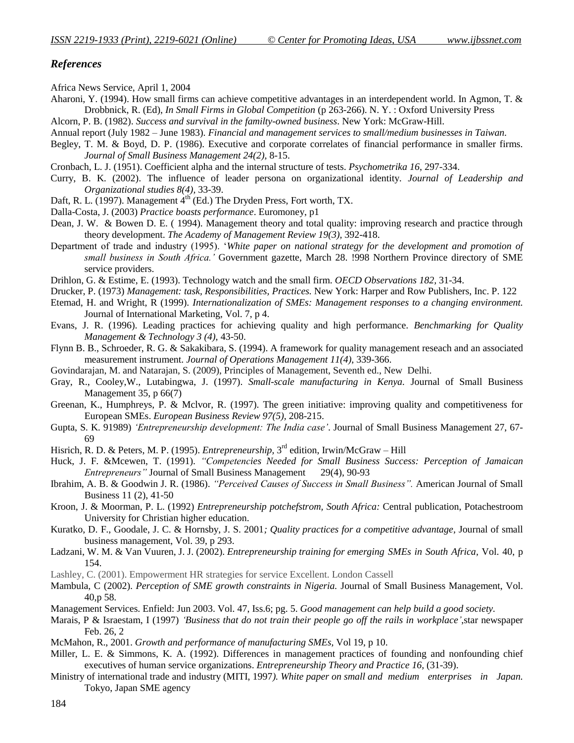## *References*

Africa News Service, April 1, 2004

Aharoni, Y. (1994). How small firms can achieve competitive advantages in an interdependent world. In Agmon, T. & Drobbnick, R. (Ed), *In Small Firms in Global Competition* (p 263-266). N. Y. : Oxford University Press

Alcorn, P. B. (1982). *Success and survival in the famility-owned business*. New York: McGraw-Hill.

Annual report (July 1982 – June 1983). *Financial and management services to small/medium businesses in Taiwan.*

Begley, T. M. & Boyd, D. P. (1986). Executive and corporate correlates of financial performance in smaller firms. *Journal of Small Business Management 24(2),* 8-15.

Cronbach, L. J. (1951). Coefficient alpha and the internal structure of tests. *Psychometrika 16*, 297-334.

Curry, B. K. (2002). The influence of leader persona on organizational identity. *Journal of Leadership and Organizational studies 8(4),* 33-39.

Daft, R. L. (1997). Management 4th (Ed.) The Dryden Press, Fort worth, TX.

Dalla-Costa, J. (2003) *Practice boasts performance*. Euromoney, p1

Dean, J. W. & Bowen D. E. ( 1994). Management theory and total quality: improving research and practice through theory development. *The Academy of Management Review 19(3),* 392-418.

Department of trade and industry (1995). '*White paper on national strategy for the development and promotion of small business in South Africa.'* Government gazette, March 28. !998 Northern Province directory of SME service providers.

Drihlon, G. & Estime, E. (1993). Technology watch and the small firm. *OECD Observations 182,* 31-34.

Drucker, P. (1973) *Management: task, Responsibilities, Practices.* New York: Harper and Row Publishers, Inc. P. 122

Etemad, H. and Wright, R (1999). *Internationalization of SMEs: Management responses to a changing environment.* Journal of International Marketing, Vol. 7, p 4.

Evans, J. R. (1996). Leading practices for achieving quality and high performance. *Benchmarking for Quality Management & Technology 3 (4),* 43-50.

Flynn B. B., Schroeder, R. G. & Sakakibara, S. (1994). A framework for quality management reseach and an associated measurement instrument. *Journal of Operations Management 11(4)*, 339-366.

Govindarajan, M. and Natarajan, S. (2009), Principles of Management, Seventh ed., New Delhi.

Gray, R., Cooley,W., Lutabingwa, J. (1997). *Small-scale manufacturing in Kenya.* Journal of Small Business Management 35, p 66(7)

Greenan, K., Humphreys, P. & Mclvor, R. (1997). The green initiative: improving quality and competitiveness for European SMEs. *European Business Review 97(5),* 208-215.

Gupta, S. K. 91989) *'Entrepreneurship development: The India case'*. Journal of Small Business Management 27, 67-69

Hisrich, R. D. & Peters, M. P. (1995). *Entrepreneurship,* 3rd edition, Irwin/McGraw – Hill

Huck, J. F. &Mcewen, T. (1991). *"Competencies Needed for Small Business Success: Perception of Jamaican Entrepreneurs"* Journal of Small Business Management 29(4), 90-93

Ibrahim, A. B. & Goodwin J. R. (1986). *"Perceived Causes of Success in Small Business".* American Journal of Small Business 11 (2), 41-50

Kroon, J. & Moorman, P. L. (1992) *Entrepreneurship potchefstrom, South Africa:* Central publication, Potachestroom University for Christian higher education.

Kuratko, D. F., Goodale, J. C. & Hornsby, J. S. 2001*; Quality practices for a competitive advantage*, Journal of small business management, Vol. 39, p 293.

Ladzani, W. M. & Van Vuuren, J. J. (2002). *Entrepreneurship training for emerging SMEs in South Africa*, Vol. 40, p 154.

Lashley, C. (2001). Empowerment HR strategies for service Excellent. London Cassell

Mambula, C (2002). *Perception of SME growth constraints in Nigeria.* Journal of Small Business Management, Vol. 40,p 58.

Management Services. Enfield: Jun 2003. Vol. 47, Iss.6; pg. 5. *Good management can help build a good society.*

Marais, P & Israestam, I (1997) *'Business that do not train their people go off the rails in workplace'*,star newspaper Feb. 26, 2

McMahon, R., 2001. *Growth and performance of manufacturing SMEs*, Vol 19, p 10.

Miller, L. E. & Simmons, K. A. (1992). Differences in management practices of founding and nonfounding chief executives of human service organizations. *Entrepreneurship Theory and Practice 16,* (31-39).

Ministry of international trade and industry (MITI, 1997*). White paper on small and medium enterprises in Japan.* Tokyo, Japan SME agency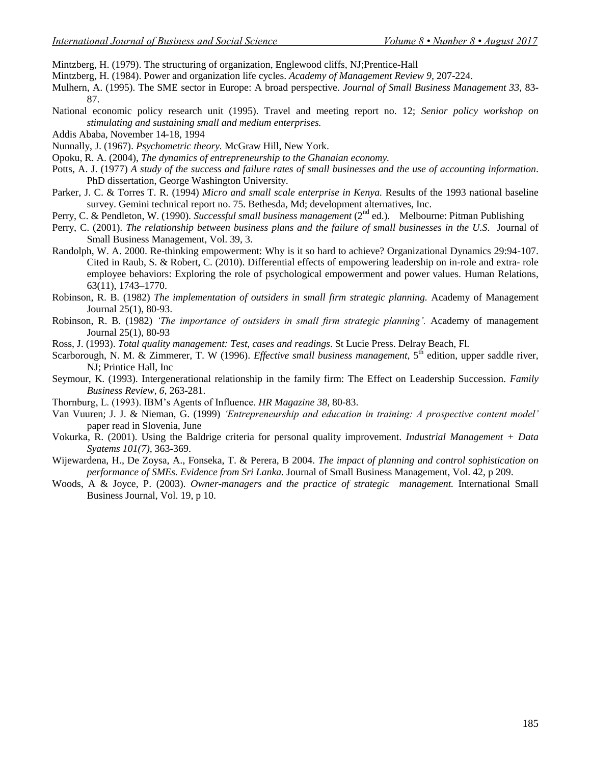Mintzberg, H. (1979). The structuring of organization, Englewood cliffs, NJ;Prentice-Hall

Mintzberg, H. (1984). Power and organization life cycles. *Academy of Management Review 9,* 207-224.

Mulhern, A. (1995). The SME sector in Europe: A broad perspective. *Journal of Small Business Management 33,* 83-87.

National economic policy research unit (1995). Travel and meeting report no. 12; *Senior policy workshop on stimulating and sustaining small and medium enterprises.*

Addis Ababa, November 14-18, 1994

Nunnally, J. (1967). *Psychometric theory.* McGraw Hill, New York.

Opoku, R. A. (2004), *The dynamics of entrepreneurship to the Ghanaian economy.*

Potts, A. J. (1977) *A study of the success and failure rates of small businesses and the use of accounting information*. PhD dissertation, George Washington University.

Parker, J. C. & Torres T. R. (1994) *Micro and small scale enterprise in Kenya.* Results of the 1993 national baseline survey. Gemini technical report no. 75. Bethesda, Md; development alternatives, Inc.

Perry, C. & Pendleton, W. (1990). *Successful small business management* (2nd ed.). Melbourne: Pitman Publishing

Perry, C. (2001). *The relationship between business plans and the failure of small businesses in the U.S.* Journal of Small Business Management, Vol. 39, 3.

Randolph, W. A. 2000. Re-thinking empowerment: Why is it so hard to achieve? Organizational Dynamics 29:94-107. Cited in Raub, S. & Robert, C. (2010). Differential effects of empowering leadership on in-role and extra- role employee behaviors: Exploring the role of psychological empowerment and power values. Human Relations, 63(11), 1743–1770.

Robinson, R. B. (1982) *The implementation of outsiders in small firm strategic planning.* Academy of Management Journal 25(1), 80-93.

Robinson, R. B. (1982) *'The importance of outsiders in small firm strategic planning'.* Academy of management Journal 25(1), 80-93

Ross, J. (1993). *Total quality management: Test, cases and readings*. St Lucie Press. Delray Beach, Fl.

Scarborough, N. M. & Zimmerer, T. W (1996). *Effective small business management*, 5th edition, upper saddle river, NJ; Printice Hall, Inc

Seymour, K. (1993). Intergenerational relationship in the family firm: The Effect on Leadership Succession. *Family Business Review, 6,* 263-281.

Thornburg, L. (1993). IBM's Agents of Influence. *HR Magazine 38,* 80-83.

Van Vuuren; J. J. & Nieman, G. (1999) *'Entrepreneurship and education in training: A prospective content model'* paper read in Slovenia, June

Vokurka, R. (2001). Using the Baldrige criteria for personal quality improvement. *Industrial Management + Data Syatems 101(7),* 363-369.

Wijewardena, H., De Zoysa, A., Fonseka, T. & Perera, B 2004. *The impact of planning and control sophistication on performance of SMEs. Evidence from Sri Lanka.* Journal of Small Business Management, Vol. 42, p 209.

Woods, A & Joyce, P. (2003). *Owner-managers and the practice of strategic management.* International Small Business Journal, Vol. 19, p 10.